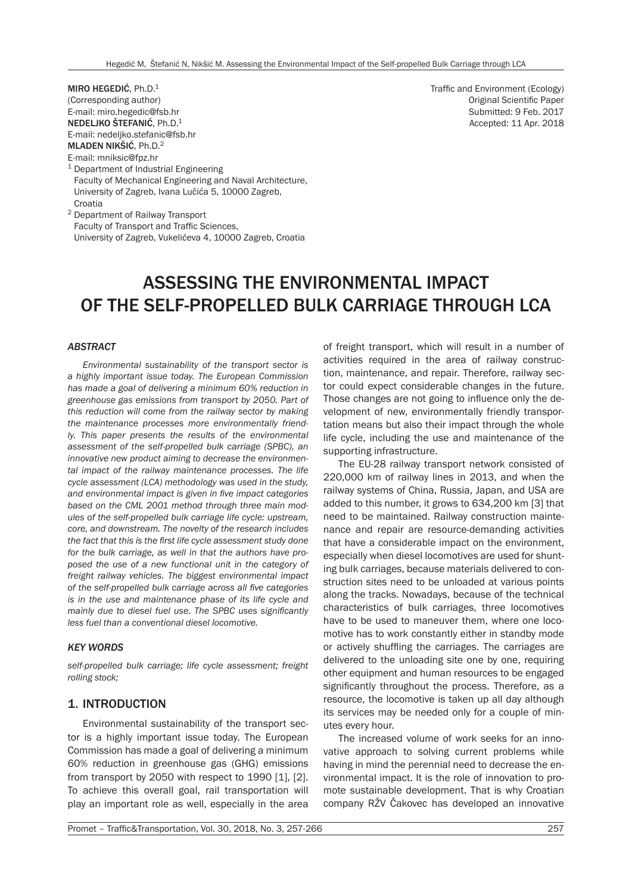**MIRO HEGEDIĆ**, Ph.D.[1]
(Corresponding author)
E-mail: miro.hegedic@fsb.hr
**NEDELJKO ŠTEFANIĆ**, Ph.D.[1]
E-mail: nedeljko.stefanic@fsb.hr
**MLADEN NIKŠIĆ**, Ph.D.[2]
E-mail: mniksic@fpz.hr

[1] Department of Industrial Engineering
Faculty of Mechanical Engineering and Naval Architecture,
University of Zagreb, Ivana Lučića 5, 10000 Zagreb,
Croatia

[2] Department of Railway Transport
Faculty of Transport and Traffic Sciences,
University of Zagreb, Vukelićeva 4, 10000 Zagreb, Croatia

Traffic and Environment (Ecology)
Original Scientific Paper
Submitted: 9 Feb. 2017
Accepted: 11 Apr. 2018

# ASSESSING THE ENVIRONMENTAL IMPACT OF THE SELF-PROPELLED BULK CARRIAGE THROUGH LCA

### *ABSTRACT*

*Environmental sustainability of the transport sector is a highly important issue today. The European Commission has made a goal of delivering a minimum 60% reduction in greenhouse gas emissions from transport by 2050. Part of this reduction will come from the railway sector by making the maintenance processes more environmentally friendly. This paper presents the results of the environmental assessment of the self-propelled bulk carriage (SPBC), an innovative new product aiming to decrease the environmental impact of the railway maintenance processes. The life cycle assessment (LCA) methodology was used in the study, and environmental impact is given in five impact categories based on the CML 2001 method through three main modules of the self-propelled bulk carriage life cycle: upstream, core, and downstream. The novelty of the research includes the fact that this is the first life cycle assessment study done for the bulk carriage, as well in that the authors have proposed the use of a new functional unit in the category of freight railway vehicles. The biggest environmental impact of the self-propelled bulk carriage across all five categories is in the use and maintenance phase of its life cycle and mainly due to diesel fuel use. The SPBC uses significantly less fuel than a conventional diesel locomotive.*

### *KEY WORDS*

*self-propelled bulk carriage; life cycle assessment; freight rolling stock;*

## 1. INTRODUCTION

Environmental sustainability of the transport sector is a highly important issue today. The European Commission has made a goal of delivering a minimum 60% reduction in greenhouse gas (GHG) emissions from transport by 2050 with respect to 1990 [1], [2]. To achieve this overall goal, rail transportation will play an important role as well, especially in the area of freight transport, which will result in a number of activities required in the area of railway construction, maintenance, and repair. Therefore, railway sector could expect considerable changes in the future. Those changes are not going to influence only the development of new, environmentally friendly transportation means but also their impact through the whole life cycle, including the use and maintenance of the supporting infrastructure.

The EU-28 railway transport network consisted of 220,000 km of railway lines in 2013, and when the railway systems of China, Russia, Japan, and USA are added to this number, it grows to 634,200 km [3] that need to be maintained. Railway construction maintenance and repair are resource-demanding activities that have a considerable impact on the environment, especially when diesel locomotives are used for shunting bulk carriages, because materials delivered to construction sites need to be unloaded at various points along the tracks. Nowadays, because of the technical characteristics of bulk carriages, three locomotives have to be used to maneuver them, where one locomotive has to work constantly either in standby mode or actively shuffling the carriages. The carriages are delivered to the unloading site one by one, requiring other equipment and human resources to be engaged significantly throughout the process. Therefore, as a resource, the locomotive is taken up all day although its services may be needed only for a couple of minutes every hour.

The increased volume of work seeks for an innovative approach to solving current problems while having in mind the perennial need to decrease the environmental impact. It is the role of innovation to promote sustainable development. That is why Croatian company RŽV Čakovec has developed an innovative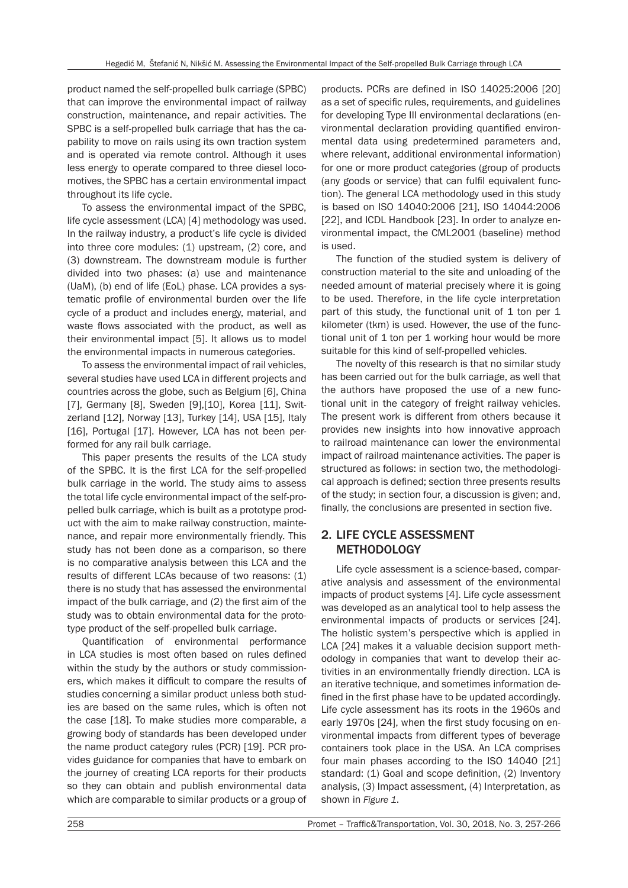product named the self-propelled bulk carriage (SPBC) that can improve the environmental impact of railway construction, maintenance, and repair activities. The SPBC is a self-propelled bulk carriage that has the capability to move on rails using its own traction system and is operated via remote control. Although it uses less energy to operate compared to three diesel locomotives, the SPBC has a certain environmental impact throughout its life cycle.

To assess the environmental impact of the SPBC, life cycle assessment (LCA) [4] methodology was used. In the railway industry, a product's life cycle is divided into three core modules: (1) upstream, (2) core, and (3) downstream. The downstream module is further divided into two phases: (a) use and maintenance (UaM), (b) end of life (EoL) phase. LCA provides a systematic profile of environmental burden over the life cycle of a product and includes energy, material, and waste flows associated with the product, as well as their environmental impact [5]. It allows us to model the environmental impacts in numerous categories.

To assess the environmental impact of rail vehicles, several studies have used LCA in different projects and countries across the globe, such as Belgium [6], China [7], Germany [8], Sweden [9],[10], Korea [11], Switzerland [12], Norway [13], Turkey [14], USA [15], Italy [16], Portugal [17]. However, LCA has not been performed for any rail bulk carriage.

This paper presents the results of the LCA study of the SPBC. It is the first LCA for the self-propelled bulk carriage in the world. The study aims to assess the total life cycle environmental impact of the self-propelled bulk carriage, which is built as a prototype product with the aim to make railway construction, maintenance, and repair more environmentally friendly. This study has not been done as a comparison, so there is no comparative analysis between this LCA and the results of different LCAs because of two reasons: (1) there is no study that has assessed the environmental impact of the bulk carriage, and (2) the first aim of the study was to obtain environmental data for the prototype product of the self-propelled bulk carriage.

Quantification of environmental performance in LCA studies is most often based on rules defined within the study by the authors or study commissioners, which makes it difficult to compare the results of studies concerning a similar product unless both studies are based on the same rules, which is often not the case [18]. To make studies more comparable, a growing body of standards has been developed under the name product category rules (PCR) [19]. PCR provides guidance for companies that have to embark on the journey of creating LCA reports for their products so they can obtain and publish environmental data which are comparable to similar products or a group of products. PCRs are defined in ISO 14025:2006 [20] as a set of specific rules, requirements, and guidelines for developing Type III environmental declarations (environmental declaration providing quantified environmental data using predetermined parameters and, where relevant, additional environmental information) for one or more product categories (group of products (any goods or service) that can fulfil equivalent function). The general LCA methodology used in this study is based on ISO 14040:2006 [21], ISO 14044:2006 [22], and ICDL Handbook [23]. In order to analyze environmental impact, the CML2001 (baseline) method is used.

The function of the studied system is delivery of construction material to the site and unloading of the needed amount of material precisely where it is going to be used. Therefore, in the life cycle interpretation part of this study, the functional unit of 1 ton per 1 kilometer (tkm) is used. However, the use of the functional unit of 1 ton per 1 working hour would be more suitable for this kind of self-propelled vehicles.

The novelty of this research is that no similar study has been carried out for the bulk carriage, as well that the authors have proposed the use of a new functional unit in the category of freight railway vehicles. The present work is different from others because it provides new insights into how innovative approach to railroad maintenance can lower the environmental impact of railroad maintenance activities. The paper is structured as follows: in section two, the methodological approach is defined; section three presents results of the study; in section four, a discussion is given; and, finally, the conclusions are presented in section five.

## 2. LIFE CYCLE ASSESSMENT METHODOLOGY

Life cycle assessment is a science-based, comparative analysis and assessment of the environmental impacts of product systems [4]. Life cycle assessment was developed as an analytical tool to help assess the environmental impacts of products or services [24]. The holistic system's perspective which is applied in LCA [24] makes it a valuable decision support methodology in companies that want to develop their activities in an environmentally friendly direction. LCA is an iterative technique, and sometimes information defined in the first phase have to be updated accordingly. Life cycle assessment has its roots in the 1960s and early 1970s [24], when the first study focusing on environmental impacts from different types of beverage containers took place in the USA. An LCA comprises four main phases according to the ISO 14040 [21] standard: (1) Goal and scope definition, (2) Inventory analysis, (3) Impact assessment, (4) Interpretation, as shown in *Figure 1*.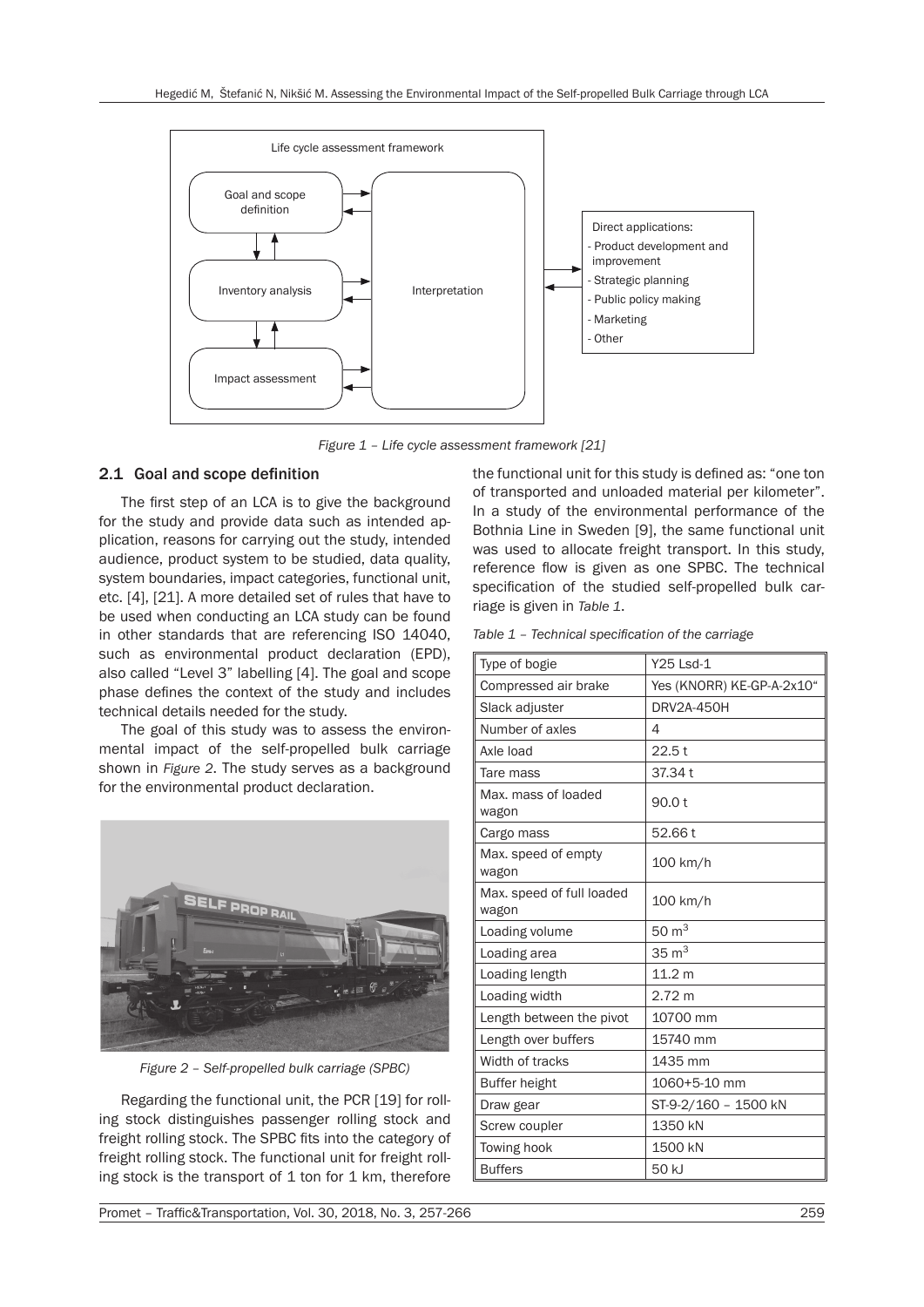Life cycle assessment framework

Goal and scope definition

Inventory analysis

Impact assessment

Interpretation

Direct applications:
- Product development and improvement
- Strategic planning
- Public policy making
- Marketing
- Other

*Figure 1 – Life cycle assessment framework [21]*

## 2.1 Goal and scope definition

The first step of an LCA is to give the background for the study and provide data such as intended application, reasons for carrying out the study, intended audience, product system to be studied, data quality, system boundaries, impact categories, functional unit, etc. [4], [21]. A more detailed set of rules that have to be used when conducting an LCA study can be found in other standards that are referencing ISO 14040, such as environmental product declaration (EPD), also called "Level 3" labelling [4]. The goal and scope phase defines the context of the study and includes technical details needed for the study.

The goal of this study was to assess the environmental impact of the self-propelled bulk carriage shown in *Figure 2*. The study serves as a background for the environmental product declaration.

*Figure 2 – Self-propelled bulk carriage (SPBC)*

Regarding the functional unit, the PCR [19] for rolling stock distinguishes passenger rolling stock and freight rolling stock. The SPBC fits into the category of freight rolling stock. The functional unit for freight rolling stock is the transport of 1 ton for 1 km, therefore the functional unit for this study is defined as: "one ton of transported and unloaded material per kilometer". In a study of the environmental performance of the Bothnia Line in Sweden [9], the same functional unit was used to allocate freight transport. In this study, reference flow is given as one SPBC. The technical specification of the studied self-propelled bulk carriage is given in *Table 1*.

*Table 1 – Technical specification of the carriage*

| | |
|---|---|
| Type of bogie | Y25 Lsd-1 |
| Compressed air brake | Yes (KNORR) KE-GP-A-2x10" |
| Slack adjuster | DRV2A-450H |
| Number of axles | 4 |
| Axle load | 22.5 t |
| Tare mass | 37.34 t |
| Max. mass of loaded wagon | 90.0 t |
| Cargo mass | 52.66 t |
| Max. speed of empty wagon | 100 km/h |
| Max. speed of full loaded wagon | 100 km/h |
| Loading volume | 50 $m^3$ |
| Loading area | 35 $m^3$ |
| Loading length | 11.2 m |
| Loading width | 2.72 m |
| Length between the pivot | 10700 mm |
| Length over buffers | 15740 mm |
| Width of tracks | 1435 mm |
| Buffer height | 1060+5-10 mm |
| Draw gear | ST-9-2/160 – 1500 kN |
| Screw coupler | 1350 kN |
| Towing hook | 1500 kN |
| Buffers | 50 kJ |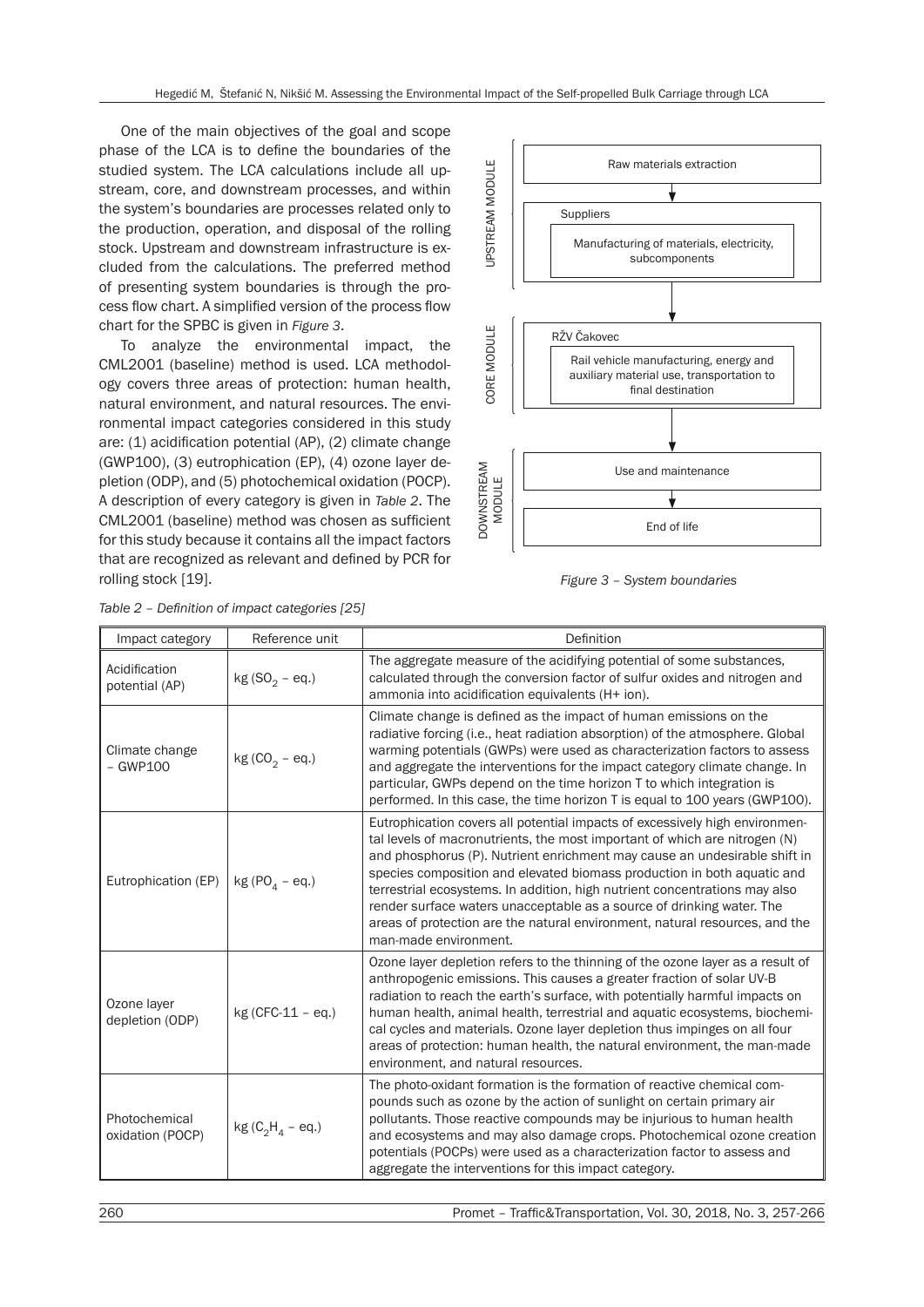One of the main objectives of the goal and scope phase of the LCA is to define the boundaries of the studied system. The LCA calculations include all upstream, core, and downstream processes, and within the system's boundaries are processes related only to the production, operation, and disposal of the rolling stock. Upstream and downstream infrastructure is excluded from the calculations. The preferred method of presenting system boundaries is through the process flow chart. A simplified version of the process flow chart for the SPBC is given in *Figure 3*.

To analyze the environmental impact, the CML2001 (baseline) method is used. LCA methodology covers three areas of protection: human health, natural environment, and natural resources. The environmental impact categories considered in this study are: (1) acidification potential (AP), (2) climate change (GWP100), (3) eutrophication (EP), (4) ozone layer depletion (ODP), and (5) photochemical oxidation (POCP). A description of every category is given in *Table 2*. The CML2001 (baseline) method was chosen as sufficient for this study because it contains all the impact factors that are recognized as relevant and defined by PCR for rolling stock [19].

UPSTREAM MODULE
- Raw materials extraction
- Suppliers
  - Manufacturing of materials, electricity, subcomponents

CORE MODULE
- RŽV Čakovec
  - Rail vehicle manufacturing, energy and auxiliary material use, transportation to final destination

DOWNSTREAM MODULE
- Use and maintenance
- End of life

*Figure 3 – System boundaries*

*Table 2 – Definition of impact categories [25]*

| Impact category | Reference unit | Definition |
|---|---|---|
| Acidification potential (AP) | kg ($SO_2$ – eq.) | The aggregate measure of the acidifying potential of some substances, calculated through the conversion factor of sulfur oxides and nitrogen and ammonia into acidification equivalents (H+ ion). |
| Climate change – GWP100 | kg ($CO_2$ – eq.) | Climate change is defined as the impact of human emissions on the radiative forcing (i.e., heat radiation absorption) of the atmosphere. Global warming potentials (GWPs) were used as characterization factors to assess and aggregate the interventions for the impact category climate change. In particular, GWPs depend on the time horizon T to which integration is performed. In this case, the time horizon T is equal to 100 years (GWP100). |
| Eutrophication (EP) | kg ($PO_4$ – eq.) | Eutrophication covers all potential impacts of excessively high environmental levels of macronutrients, the most important of which are nitrogen (N) and phosphorus (P). Nutrient enrichment may cause an undesirable shift in species composition and elevated biomass production in both aquatic and terrestrial ecosystems. In addition, high nutrient concentrations may also render surface waters unacceptable as a source of drinking water. The areas of protection are the natural environment, natural resources, and the man-made environment. |
| Ozone layer depletion (ODP) | kg (CFC-11 – eq.) | Ozone layer depletion refers to the thinning of the ozone layer as a result of anthropogenic emissions. This causes a greater fraction of solar UV-B radiation to reach the earth's surface, with potentially harmful impacts on human health, animal health, terrestrial and aquatic ecosystems, biochemical cycles and materials. Ozone layer depletion thus impinges on all four areas of protection: human health, the natural environment, the man-made environment, and natural resources. |
| Photochemical oxidation (POCP) | kg ($C_2H_4$ – eq.) | The photo-oxidant formation is the formation of reactive chemical compounds such as ozone by the action of sunlight on certain primary air pollutants. Those reactive compounds may be injurious to human health and ecosystems and may also damage crops. Photochemical ozone creation potentials (POCPs) were used as a characterization factor to assess and aggregate the interventions for this impact category. |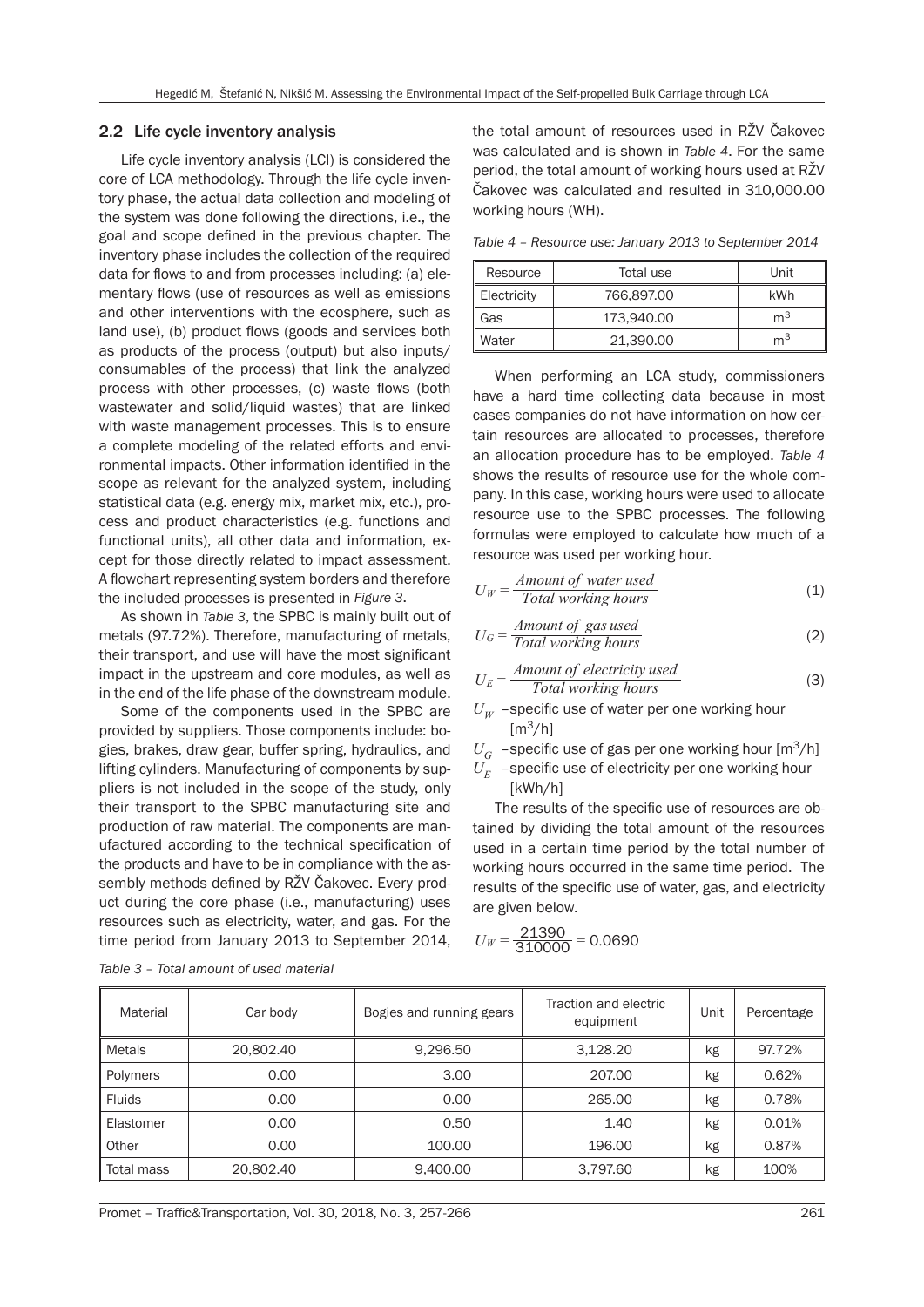### 2.2 Life cycle inventory analysis

Life cycle inventory analysis (LCI) is considered the core of LCA methodology. Through the life cycle inventory phase, the actual data collection and modeling of the system was done following the directions, i.e., the goal and scope defined in the previous chapter. The inventory phase includes the collection of the required data for flows to and from processes including: (a) elementary flows (use of resources as well as emissions and other interventions with the ecosphere, such as land use), (b) product flows (goods and services both as products of the process (output) but also inputs/consumables of the process) that link the analyzed process with other processes, (c) waste flows (both wastewater and solid/liquid wastes) that are linked with waste management processes. This is to ensure a complete modeling of the related efforts and environmental impacts. Other information identified in the scope as relevant for the analyzed system, including statistical data (e.g. energy mix, market mix, etc.), process and product characteristics (e.g. functions and functional units), all other data and information, except for those directly related to impact assessment. A flowchart representing system borders and therefore the included processes is presented in *Figure 3*.

As shown in *Table 3*, the SPBC is mainly built out of metals (97.72%). Therefore, manufacturing of metals, their transport, and use will have the most significant impact in the upstream and core modules, as well as in the end of the life phase of the downstream module.

Some of the components used in the SPBC are provided by suppliers. Those components include: bogies, brakes, draw gear, buffer spring, hydraulics, and lifting cylinders. Manufacturing of components by suppliers is not included in the scope of the study, only their transport to the SPBC manufacturing site and production of raw material. The components are manufactured according to the technical specification of the products and have to be in compliance with the assembly methods defined by RŽV Čakovec. Every product during the core phase (i.e., manufacturing) uses resources such as electricity, water, and gas. For the time period from January 2013 to September 2014, the total amount of resources used in RŽV Čakovec was calculated and is shown in *Table 4*. For the same period, the total amount of working hours used at RŽV Čakovec was calculated and resulted in 310,000.00 working hours (WH).

*Table 4 – Resource use: January 2013 to September 2014*

| Resource | Total use | Unit |
|---|---|---|
| Electricity | 766,897.00 | kWh |
| Gas | 173,940.00 | $m^3$ |
| Water | 21,390.00 | $m^3$ |

When performing an LCA study, commissioners have a hard time collecting data because in most cases companies do not have information on how certain resources are allocated to processes, therefore an allocation procedure has to be employed. *Table 4* shows the results of resource use for the whole company. In this case, working hours were used to allocate resource use to the SPBC processes. The following formulas were employed to calculate how much of a resource was used per working hour.

$$U_W = \frac{Amount\ of\ water\ used}{Total\ working\ hours} \tag{1}$$

$$U_G = \frac{Amount\ of\ gas\ used}{Total\ working\ hours} \tag{2}$$

$$U_E = \frac{Amount\ of\ electricity\ used}{Total\ working\ hours} \tag{3}$$

$U_W$ – specific use of water per one working hour [$m^3$/h]

$U_G$ – specific use of gas per one working hour [$m^3$/h]

$U_E$ – specific use of electricity per one working hour [kWh/h]

The results of the specific use of resources are obtained by dividing the total amount of the resources used in a certain time period by the total number of working hours occurred in the same time period. The results of the specific use of water, gas, and electricity are given below.

$$U_W = \frac{21390}{310000} = 0.0690$$

*Table 3 – Total amount of used material*

| Material | Car body | Bogies and running gears | Traction and electric equipment | Unit | Percentage |
|---|---|---|---|---|---|
| Metals | 20,802.40 | 9,296.50 | 3,128.20 | kg | 97.72% |
| Polymers | 0.00 | 3.00 | 207.00 | kg | 0.62% |
| Fluids | 0.00 | 0.00 | 265.00 | kg | 0.78% |
| Elastomer | 0.00 | 0.50 | 1.40 | kg | 0.01% |
| Other | 0.00 | 100.00 | 196.00 | kg | 0.87% |
| Total mass | 20,802.40 | 9,400.00 | 3,797.60 | kg | 100% |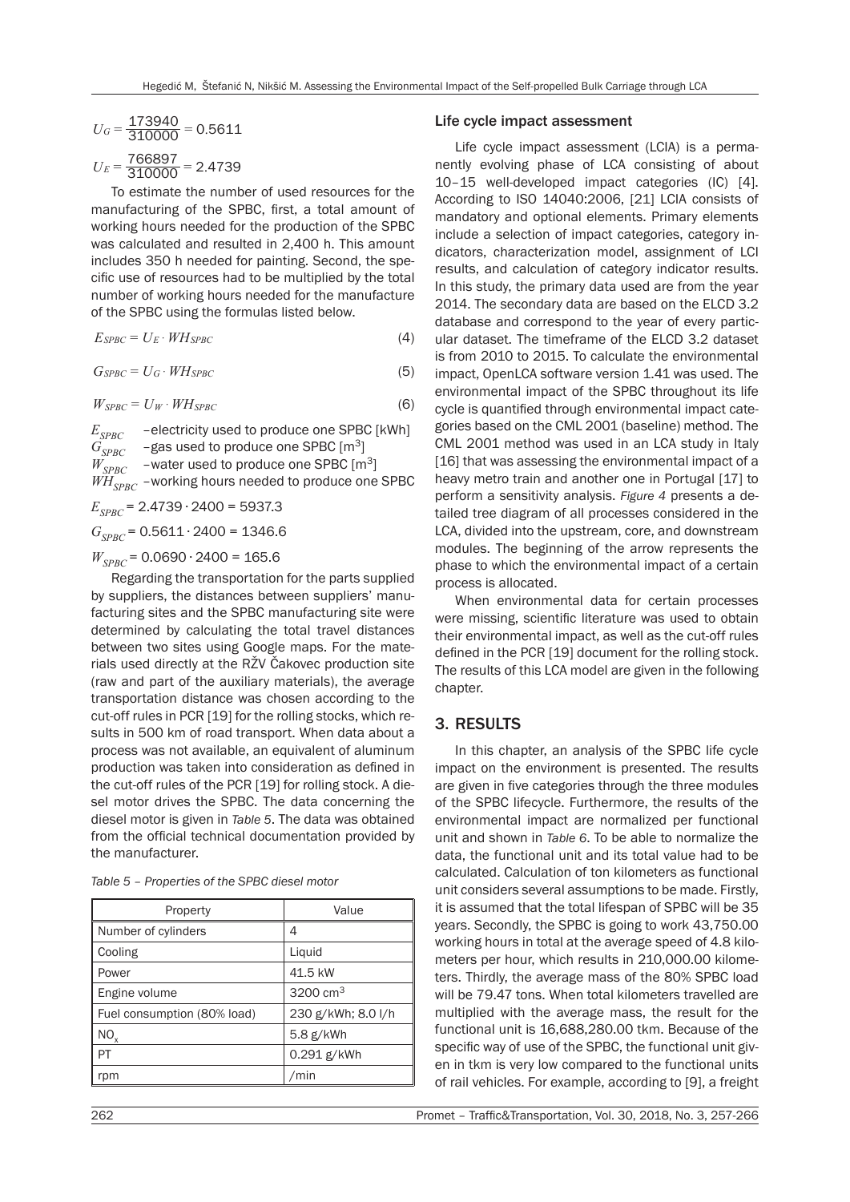$$U_G = \frac{173940}{310000} = 0.5611$$

$$U_E = \frac{766897}{310000} = 2.4739$$

To estimate the number of used resources for the manufacturing of the SPBC, first, a total amount of working hours needed for the production of the SPBC was calculated and resulted in 2,400 h. This amount includes 350 h needed for painting. Second, the specific use of resources had to be multiplied by the total number of working hours needed for the manufacture of the SPBC using the formulas listed below.

$$E_{SPBC} = U_E \cdot WH_{SPBC} \tag{4}$$

$$G_{SPBC} = U_G \cdot WH_{SPBC} \tag{5}$$

$$W_{SPBC} = U_W \cdot WH_{SPBC} \tag{6}$$

$E_{SPBC}$ – electricity used to produce one SPBC [kWh]
$G_{SPBC}$ – gas used to produce one SPBC [$m^3$]
$W_{SPBC}$ – water used to produce one SPBC [$m^3$]
$WH_{SPBC}$ – working hours needed to produce one SPBC

$E_{SPBC} = 2.4739 \cdot 2400 = 5937.3$

$G_{SPBC} = 0.5611 \cdot 2400 = 1346.6$

$W_{SPBC} = 0.0690 \cdot 2400 = 165.6$

Regarding the transportation for the parts supplied by suppliers, the distances between suppliers' manufacturing sites and the SPBC manufacturing site were determined by calculating the total travel distances between two sites using Google maps. For the materials used directly at the RŽV Čakovec production site (raw and part of the auxiliary materials), the average transportation distance was chosen according to the cut-off rules in PCR [19] for the rolling stocks, which results in 500 km of road transport. When data about a process was not available, an equivalent of aluminum production was taken into consideration as defined in the cut-off rules of the PCR [19] for rolling stock. A diesel motor drives the SPBC. The data concerning the diesel motor is given in *Table 5*. The data was obtained from the official technical documentation provided by the manufacturer.

*Table 5 – Properties of the SPBC diesel motor*

| Property | Value |
|---|---|
| Number of cylinders | 4 |
| Cooling | Liquid |
| Power | 41.5 kW |
| Engine volume | 3200 $cm^3$ |
| Fuel consumption (80% load) | 230 g/kWh; 8.0 l/h |
| $NO_x$ | 5.8 g/kWh |
| PT | 0.291 g/kWh |
| rpm | /min |

### Life cycle impact assessment

Life cycle impact assessment (LCIA) is a permanently evolving phase of LCA consisting of about 10–15 well-developed impact categories (IC) [4]. According to ISO 14040:2006, [21] LCIA consists of mandatory and optional elements. Primary elements include a selection of impact categories, category indicators, characterization model, assignment of LCI results, and calculation of category indicator results. In this study, the primary data used are from the year 2014. The secondary data are based on the ELCD 3.2 database and correspond to the year of every particular dataset. The timeframe of the ELCD 3.2 dataset is from 2010 to 2015. To calculate the environmental impact, OpenLCA software version 1.41 was used. The environmental impact of the SPBC throughout its life cycle is quantified through environmental impact categories based on the CML 2001 (baseline) method. The CML 2001 method was used in an LCA study in Italy [16] that was assessing the environmental impact of a heavy metro train and another one in Portugal [17] to perform a sensitivity analysis. *Figure 4* presents a detailed tree diagram of all processes considered in the LCA, divided into the upstream, core, and downstream modules. The beginning of the arrow represents the phase to which the environmental impact of a certain process is allocated.

When environmental data for certain processes were missing, scientific literature was used to obtain their environmental impact, as well as the cut-off rules defined in the PCR [19] document for the rolling stock. The results of this LCA model are given in the following chapter.

## 3. RESULTS

In this chapter, an analysis of the SPBC life cycle impact on the environment is presented. The results are given in five categories through the three modules of the SPBC lifecycle. Furthermore, the results of the environmental impact are normalized per functional unit and shown in *Table 6*. To be able to normalize the data, the functional unit and its total value had to be calculated. Calculation of ton kilometers as functional unit considers several assumptions to be made. Firstly, it is assumed that the total lifespan of SPBC will be 35 years. Secondly, the SPBC is going to work 43,750.00 working hours in total at the average speed of 4.8 kilometers per hour, which results in 210,000.00 kilometers. Thirdly, the average mass of the 80% SPBC load will be 79.47 tons. When total kilometers travelled are multiplied with the average mass, the result for the functional unit is 16,688,280.00 tkm. Because of the specific way of use of the SPBC, the functional unit given in tkm is very low compared to the functional units of rail vehicles. For example, according to [9], a freight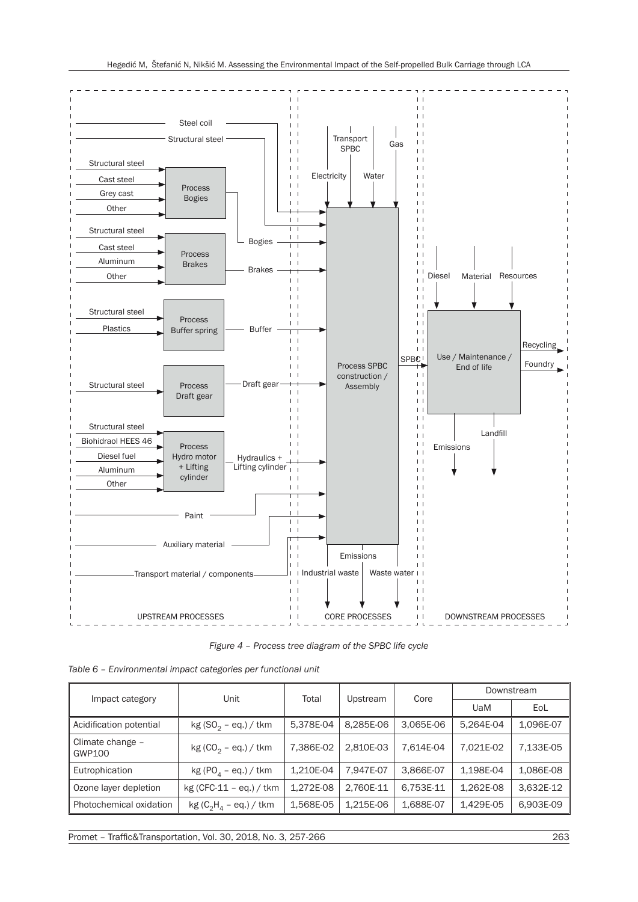*Figure 4 – Process tree diagram of the SPBC life cycle*

*Table 6 – Environmental impact categories per functional unit*

| Impact category | Unit | Total | Upstream | Core | Downstream | |
|---|---|---|---|---|---|---|
| | | | | | UaM | EoL |
| Acidification potential | kg ($SO_2$ – eq.) / tkm | 5,378E-04 | 8,285E-06 | 3,065E-06 | 5,264E-04 | 1,096E-07 |
| Climate change – GWP100 | kg ($CO_2$ – eq.) / tkm | 7,386E-02 | 2,810E-03 | 7,614E-04 | 7,021E-02 | 7,133E-05 |
| Eutrophication | kg ($PO_4$ – eq.) / tkm | 1,210E-04 | 7,947E-07 | 3,866E-07 | 1,198E-04 | 1,086E-08 |
| Ozone layer depletion | kg (CFC-11 – eq.) / tkm | 1,272E-08 | 2,760E-11 | 6,753E-11 | 1,262E-08 | 3,632E-12 |
| Photochemical oxidation | kg ($C_2H_4$ – eq.) / tkm | 1,568E-05 | 1,215E-06 | 1,688E-07 | 1,429E-05 | 6,903E-09 |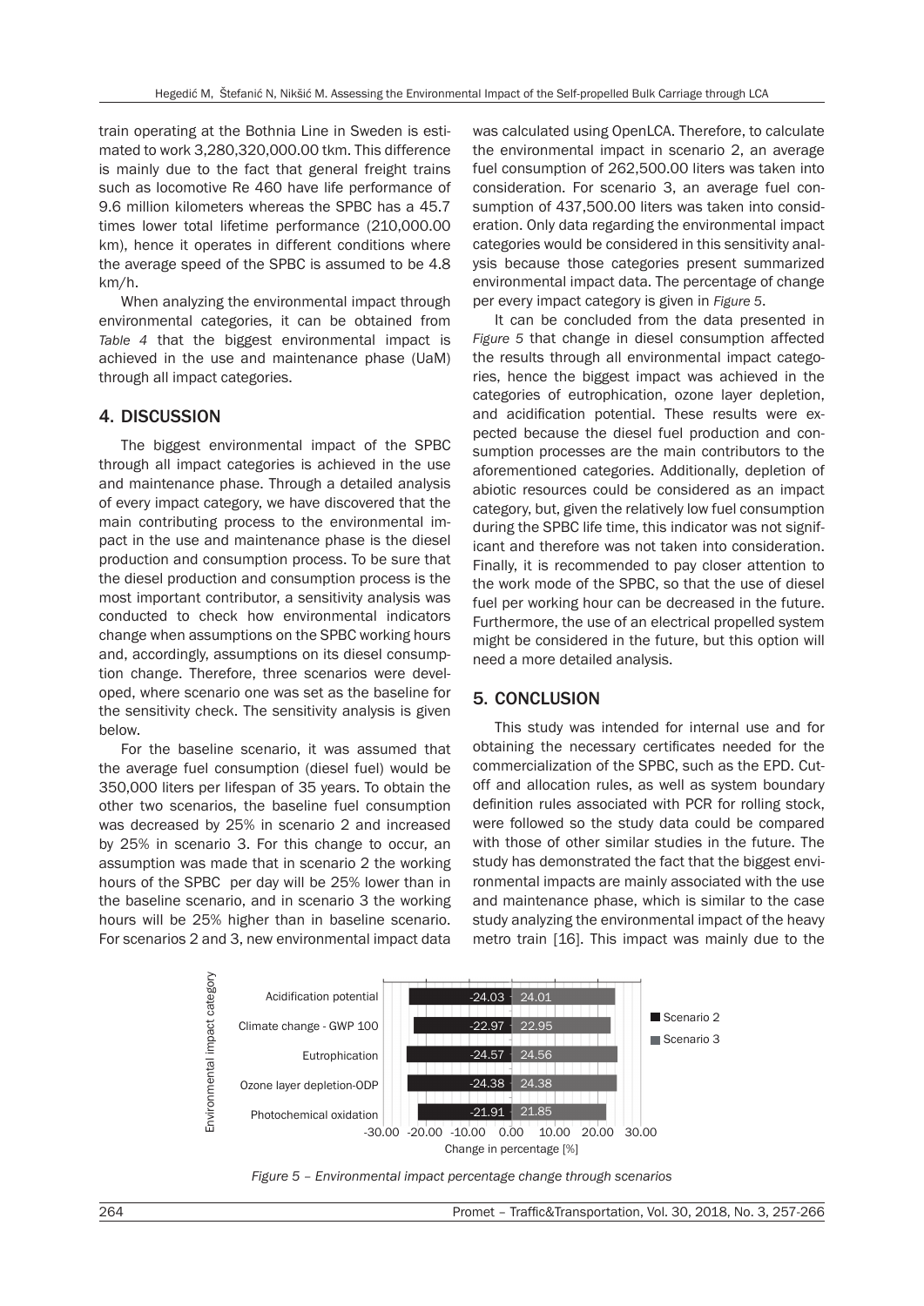train operating at the Bothnia Line in Sweden is estimated to work 3,280,320,000.00 tkm. This difference is mainly due to the fact that general freight trains such as locomotive Re 460 have life performance of 9.6 million kilometers whereas the SPBC has a 45.7 times lower total lifetime performance (210,000.00 km), hence it operates in different conditions where the average speed of the SPBC is assumed to be 4.8 km/h.

When analyzing the environmental impact through environmental categories, it can be obtained from *Table 4* that the biggest environmental impact is achieved in the use and maintenance phase (UaM) through all impact categories.

## 4. DISCUSSION

The biggest environmental impact of the SPBC through all impact categories is achieved in the use and maintenance phase. Through a detailed analysis of every impact category, we have discovered that the main contributing process to the environmental impact in the use and maintenance phase is the diesel production and consumption process. To be sure that the diesel production and consumption process is the most important contributor, a sensitivity analysis was conducted to check how environmental indicators change when assumptions on the SPBC working hours and, accordingly, assumptions on its diesel consumption change. Therefore, three scenarios were developed, where scenario one was set as the baseline for the sensitivity check. The sensitivity analysis is given below.

For the baseline scenario, it was assumed that the average fuel consumption (diesel fuel) would be 350,000 liters per lifespan of 35 years. To obtain the other two scenarios, the baseline fuel consumption was decreased by 25% in scenario 2 and increased by 25% in scenario 3. For this change to occur, an assumption was made that in scenario 2 the working hours of the SPBC per day will be 25% lower than in the baseline scenario, and in scenario 3 the working hours will be 25% higher than in baseline scenario. For scenarios 2 and 3, new environmental impact data was calculated using OpenLCA. Therefore, to calculate the environmental impact in scenario 2, an average fuel consumption of 262,500.00 liters was taken into consideration. For scenario 3, an average fuel consumption of 437,500.00 liters was taken into consideration. Only data regarding the environmental impact categories would be considered in this sensitivity analysis because those categories present summarized environmental impact data. The percentage of change per every impact category is given in *Figure 5*.

It can be concluded from the data presented in *Figure 5* that change in diesel consumption affected the results through all environmental impact categories, hence the biggest impact was achieved in the categories of eutrophication, ozone layer depletion, and acidification potential. These results were expected because the diesel fuel production and consumption processes are the main contributors to the aforementioned categories. Additionally, depletion of abiotic resources could be considered as an impact category, but, given the relatively low fuel consumption during the SPBC life time, this indicator was not significant and therefore was not taken into consideration. Finally, it is recommended to pay closer attention to the work mode of the SPBC, so that the use of diesel fuel per working hour can be decreased in the future. Furthermore, the use of an electrical propelled system might be considered in the future, but this option will need a more detailed analysis.

## 5. CONCLUSION

This study was intended for internal use and for obtaining the necessary certificates needed for the commercialization of the SPBC, such as the EPD. Cut-off and allocation rules, as well as system boundary definition rules associated with PCR for rolling stock, were followed so the study data could be compared with those of other similar studies in the future. The study has demonstrated the fact that the biggest environmental impacts are mainly associated with the use and maintenance phase, which is similar to the case study analyzing the environmental impact of the heavy metro train [16]. This impact was mainly due to the

| Environmental impact category | Scenario 2 | Scenario 3 |
|---|---|---|
| Acidification potential | -24.03 | 24.01 |
| Climate change - GWP 100 | -22.97 | 22.95 |
| Eutrophication | -24.57 | 24.56 |
| Ozone layer depletion-ODP | -24.38 | 24.38 |
| Photochemical oxidation | -21.91 | 21.85 |

*Figure 5 – Environmental impact percentage change through scenarios*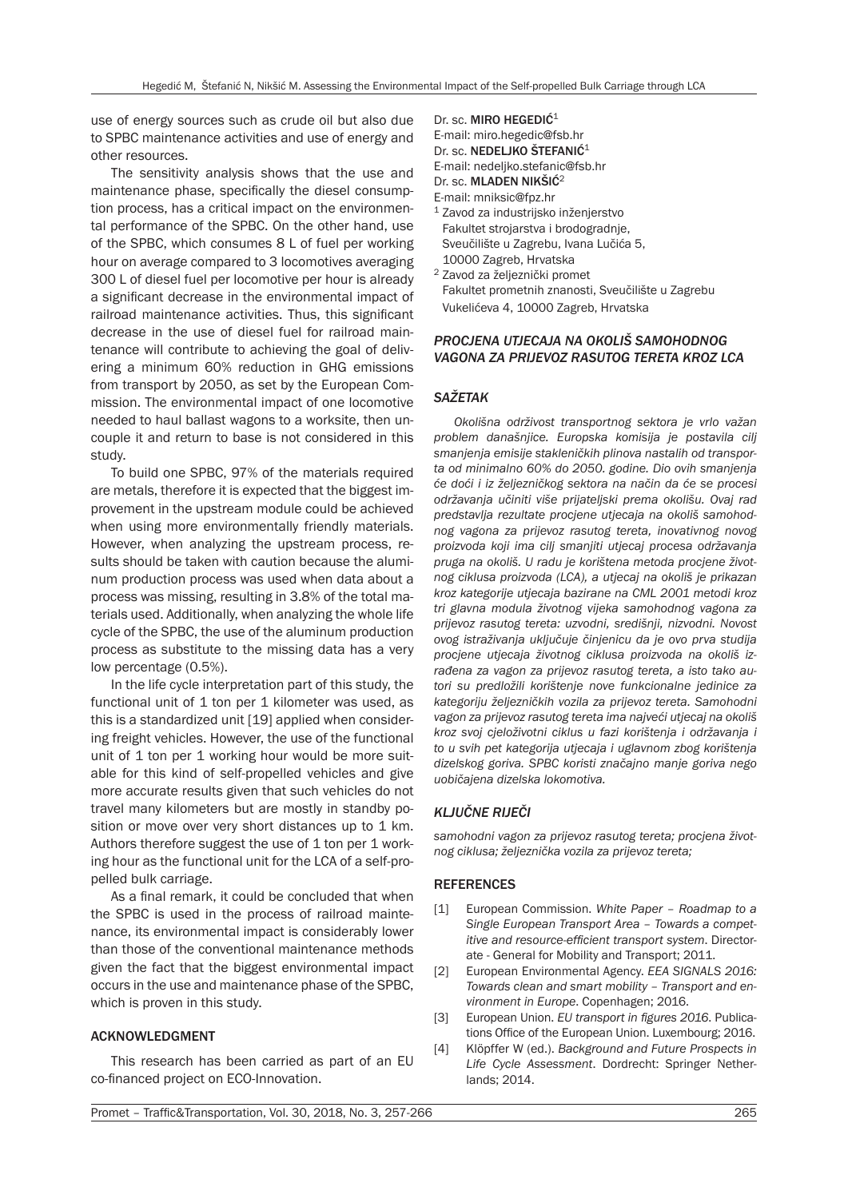use of energy sources such as crude oil but also due to SPBC maintenance activities and use of energy and other resources.

The sensitivity analysis shows that the use and maintenance phase, specifically the diesel consumption process, has a critical impact on the environmental performance of the SPBC. On the other hand, use of the SPBC, which consumes 8 L of fuel per working hour on average compared to 3 locomotives averaging 300 L of diesel fuel per locomotive per hour is already a significant decrease in the environmental impact of railroad maintenance activities. Thus, this significant decrease in the use of diesel fuel for railroad maintenance will contribute to achieving the goal of delivering a minimum 60% reduction in GHG emissions from transport by 2050, as set by the European Commission. The environmental impact of one locomotive needed to haul ballast wagons to a worksite, then uncouple it and return to base is not considered in this study.

To build one SPBC, 97% of the materials required are metals, therefore it is expected that the biggest improvement in the upstream module could be achieved when using more environmentally friendly materials. However, when analyzing the upstream process, results should be taken with caution because the aluminum production process was used when data about a process was missing, resulting in 3.8% of the total materials used. Additionally, when analyzing the whole life cycle of the SPBC, the use of the aluminum production process as substitute to the missing data has a very low percentage (0.5%).

In the life cycle interpretation part of this study, the functional unit of 1 ton per 1 kilometer was used, as this is a standardized unit [19] applied when considering freight vehicles. However, the use of the functional unit of 1 ton per 1 working hour would be more suitable for this kind of self-propelled vehicles and give more accurate results given that such vehicles do not travel many kilometers but are mostly in standby position or move over very short distances up to 1 km. Authors therefore suggest the use of 1 ton per 1 working hour as the functional unit for the LCA of a self-propelled bulk carriage.

As a final remark, it could be concluded that when the SPBC is used in the process of railroad maintenance, its environmental impact is considerably lower than those of the conventional maintenance methods given the fact that the biggest environmental impact occurs in the use and maintenance phase of the SPBC, which is proven in this study.

## ACKNOWLEDGMENT

This research has been carried as part of an EU co-financed project on ECO-Innovation.

Dr. sc. **MIRO HEGEDIĆ**[1]
E-mail: miro.hegedic@fsb.hr
Dr. sc. **NEDELJKO ŠTEFANIĆ**[1]
E-mail: nedeljko.stefanic@fsb.hr
Dr. sc. **MLADEN NIKŠIĆ**[2]
E-mail: mniksic@fpz.hr
[1] Zavod za industrijsko inženjerstvo
Fakultet strojarstva i brodogradnje,
Sveučilište u Zagrebu, Ivana Lučića 5,
10000 Zagreb, Hrvatska
[2] Zavod za željeznički promet
Fakultet prometnih znanosti, Sveučilište u Zagrebu
Vukelićeva 4, 10000 Zagreb, Hrvatska

## *PROCJENA UTJECAJA NA OKOLIŠ SAMOHODNOG VAGONA ZA PRIJEVOZ RASUTOG TERETA KROZ LCA*

## *SAŽETAK*

*Okolišna održivost transportnog sektora je vrlo važan problem današnjice. Europska komisija je postavila cilj smanjenja emisije stakleničkih plinova nastalih od transporta od minimalno 60% do 2050. godine. Dio ovih smanjenja će doći i iz željezničkog sektora na način da će se procesi održavanja učiniti više prijateljski prema okolišu. Ovaj rad predstavlja rezultate procjene utjecaja na okoliš samohodnog vagona za prijevoz rasutog tereta, inovativnog novog proizvoda koji ima cilj smanjiti utjecaj procesa održavanja pruga na okoliš. U radu je korištena metoda procjene životnog ciklusa proizvoda (LCA), a utjecaj na okoliš je prikazan kroz kategorije utjecaja bazirane na CML 2001 metodi kroz tri glavna modula životnog vijeka samohodnog vagona za prijevoz rasutog tereta: uzvodni, središnji, nizvodni. Novost ovog istraživanja uključuje činjenicu da je ovo prva studija procjene utjecaja životnog ciklusa proizvoda na okoliš izrađena za vagon za prijevoz rasutog tereta, a isto tako autori su predložili korištenje nove funkcionalne jedinice za kategoriju željezničkih vozila za prijevoz tereta. Samohodni vagon za prijevoz rasutog tereta ima najveći utjecaj na okoliš kroz svoj cjeloživotni ciklus u fazi korištenja i održavanja i to u svih pet kategorija utjecaja i uglavnom zbog korištenja dizelskog goriva. SPBC koristi značajno manje goriva nego uobičajena dizelska lokomotiva.*

## *KLJUČNE RIJEČI*

*samohodni vagon za prijevoz rasutog tereta; procjena životnog ciklusa; željeznička vozila za prijevoz tereta;*

## REFERENCES

[1] European Commission. *White Paper – Roadmap to a Single European Transport Area – Towards a competitive and resource-efficient transport system*. Directorate - General for Mobility and Transport; 2011.

[2] European Environmental Agency. *EEA SIGNALS 2016: Towards clean and smart mobility – Transport and environment in Europe*. Copenhagen; 2016.

[3] European Union. *EU transport in figures 2016*. Publications Office of the European Union. Luxembourg; 2016.

[4] Klöpffer W (ed.). *Background and Future Prospects in Life Cycle Assessment*. Dordrecht: Springer Netherlands; 2014.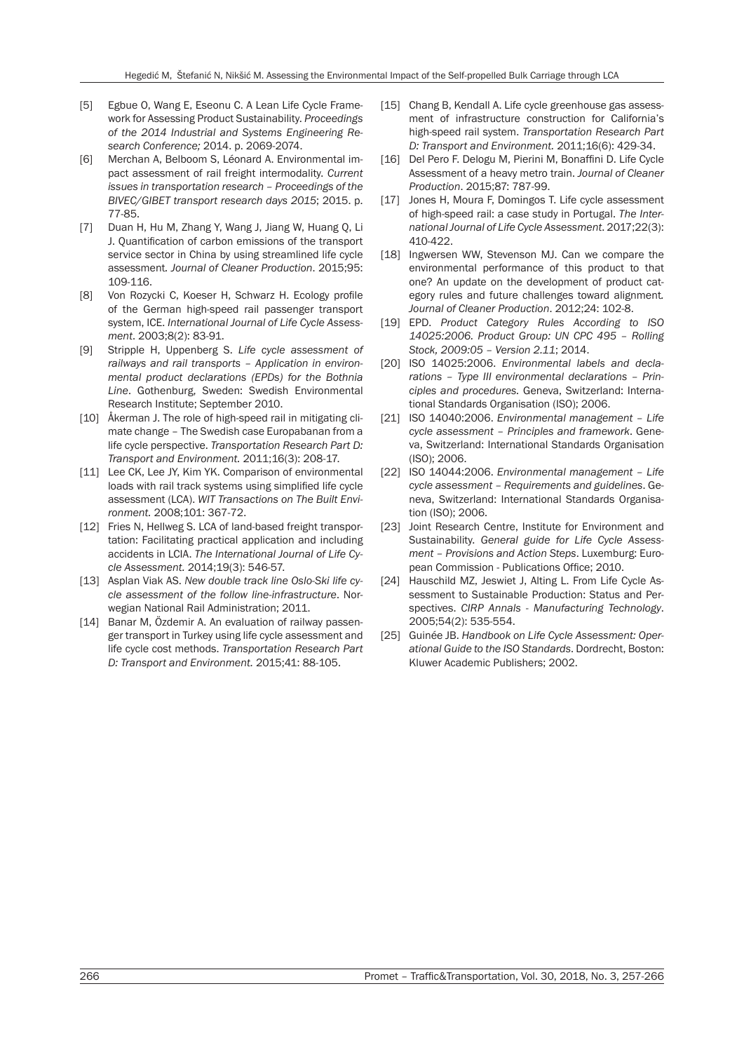[5] Egbue O, Wang E, Eseonu C. A Lean Life Cycle Framework for Assessing Product Sustainability. *Proceedings of the 2014 Industrial and Systems Engineering Research Conference;* 2014. p. 2069-2074.

[6] Merchan A, Belboom S, Léonard A. Environmental impact assessment of rail freight intermodality. *Current issues in transportation research – Proceedings of the BIVEC/GIBET transport research days 2015*; 2015. p. 77-85.

[7] Duan H, Hu M, Zhang Y, Wang J, Jiang W, Huang Q, Li J. Quantification of carbon emissions of the transport service sector in China by using streamlined life cycle assessment. *Journal of Cleaner Production*. 2015;95: 109-116.

[8] Von Rozycki C, Koeser H, Schwarz H. Ecology profile of the German high-speed rail passenger transport system, ICE. *International Journal of Life Cycle Assessment*. 2003;8(2): 83-91.

[9] Stripple H, Uppenberg S. *Life cycle assessment of railways and rail transports – Application in environmental product declarations (EPDs) for the Bothnia Line*. Gothenburg, Sweden: Swedish Environmental Research Institute; September 2010.

[10] Åkerman J. The role of high-speed rail in mitigating climate change – The Swedish case Europabanan from a life cycle perspective. *Transportation Research Part D: Transport and Environment.* 2011;16(3): 208-17.

[11] Lee CK, Lee JY, Kim YK. Comparison of environmental loads with rail track systems using simplified life cycle assessment (LCA). *WIT Transactions on The Built Environment.* 2008;101: 367-72.

[12] Fries N, Hellweg S. LCA of land-based freight transportation: Facilitating practical application and including accidents in LCIA. *The International Journal of Life Cycle Assessment.* 2014;19(3): 546-57.

[13] Asplan Viak AS. *New double track line Oslo-Ski life cycle assessment of the follow line-infrastructure*. Norwegian National Rail Administration; 2011.

[14] Banar M, Özdemir A. An evaluation of railway passenger transport in Turkey using life cycle assessment and life cycle cost methods. *Transportation Research Part D: Transport and Environment.* 2015;41: 88-105.

[15] Chang B, Kendall A. Life cycle greenhouse gas assessment of infrastructure construction for California's high-speed rail system. *Transportation Research Part D: Transport and Environment.* 2011;16(6): 429-34.

[16] Del Pero F. Delogu M, Pierini M, Bonaffini D. Life Cycle Assessment of a heavy metro train. *Journal of Cleaner Production*. 2015;87: 787-99.

[17] Jones H, Moura F, Domingos T. Life cycle assessment of high-speed rail: a case study in Portugal. *The International Journal of Life Cycle Assessment*. 2017;22(3): 410-422.

[18] Ingwersen WW, Stevenson MJ. Can we compare the environmental performance of this product to that one? An update on the development of product category rules and future challenges toward alignment. *Journal of Cleaner Production*. 2012;24: 102-8.

[19] EPD. *Product Category Rules According to ISO 14025:2006. Product Group: UN CPC 495 – Rolling Stock, 2009:05 – Version 2.11*; 2014.

[20] ISO 14025:2006. *Environmental labels and declarations – Type III environmental declarations – Principles and procedures.* Geneva, Switzerland: International Standards Organisation (ISO); 2006.

[21] ISO 14040:2006. *Environmental management – Life cycle assessment – Principles and framework*. Geneva, Switzerland: International Standards Organisation (ISO); 2006.

[22] ISO 14044:2006. *Environmental management – Life cycle assessment – Requirements and guidelines*. Geneva, Switzerland: International Standards Organisation (ISO); 2006.

[23] Joint Research Centre, Institute for Environment and Sustainability. *General guide for Life Cycle Assessment – Provisions and Action Steps*. Luxemburg: European Commission - Publications Office; 2010.

[24] Hauschild MZ, Jeswiet J, Alting L. From Life Cycle Assessment to Sustainable Production: Status and Perspectives. *CIRP Annals - Manufacturing Technology*. 2005;54(2): 535-554.

[25] Guinée JB. *Handbook on Life Cycle Assessment: Operational Guide to the ISO Standards*. Dordrecht, Boston: Kluwer Academic Publishers; 2002.